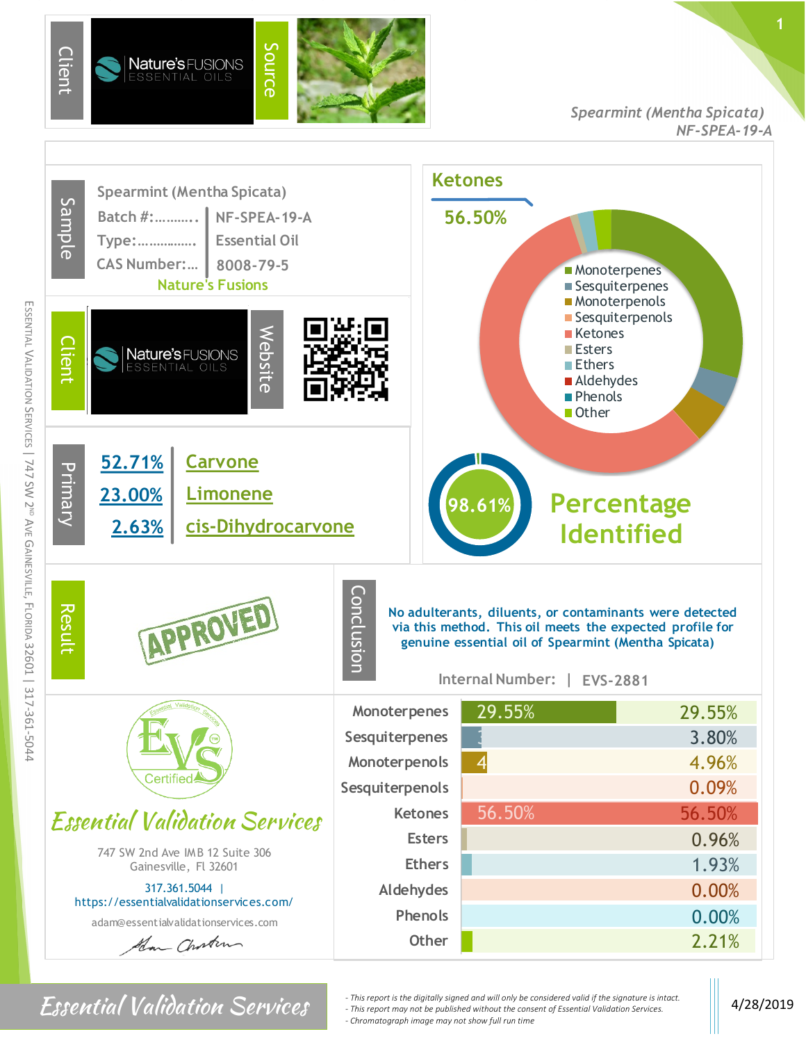**Client** – Nature's FUSIONS ESSENTIAL OILS | **Source**

*Spearmint (Mentha Spicata)*
*NF-SPEA-19-A*

## Sample

| | |
|---|---|
| Spearmint (Mentha Spicata) | |
| Batch #:.......... | NF-SPEA-19-A |
| Type:............... | Essential Oil |
| CAS Number:... | 8008-79-5 |

Nature's Fusions

## Client

Nature's FUSIONS ESSENTIAL OILS

**Website**

## Primary

| | |
|---|---|
| 52.71% | Carvone |
| 23.00% | Limonene |
| 2.63% | cis-Dihydrocarvone |

## Ketones

56.50%

- Monoterpenes
- Sesquiterpenes
- Monoterpenols
- Sesquiterpenols
- Ketones
- Esters
- Ethers
- Aldehydes
- Phenols
- Other

**98.61%** Percentage Identified

## Result

APPROVED

## Conclusion

No adulterants, diluents, or contaminants were detected via this method. This oil meets the expected profile for genuine essential oil of Spearmint (Mentha Spicata)

Internal Number: | EVS-2881

| Class | Percentage |
|---|---|
| Monoterpenes | 29.55% |
| Sesquiterpenes | 3.80% |
| Monoterpenols | 4.96% |
| Sesquiterpenols | 0.09% |
| Ketones | 56.50% |
| Esters | 0.96% |
| Ethers | 1.93% |
| Aldehydes | 0.00% |
| Phenols | 0.00% |
| Other | 2.21% |

EVS Certified

*Essential Validation Services*

747 SW 2nd Ave IMB 12 Suite 306
Gainesville, Fl 32601

317.361.5044 | https://essentialvalidationservices.com/

adam@essentialvalidationservices.com

ESSENTIAL VALIDATION SERVICES | 747 SW 2ND AVE GAINESVILLE, FLORIDA 32601 | 317-361-5044

*Essential Validation Services*

- *This report is the digitally signed and will only be considered valid if the signature is intact.*
- *This report may not be published without the consent of Essential Validation Services.*
- *Chromatograph image may not show full run time*

4/28/2019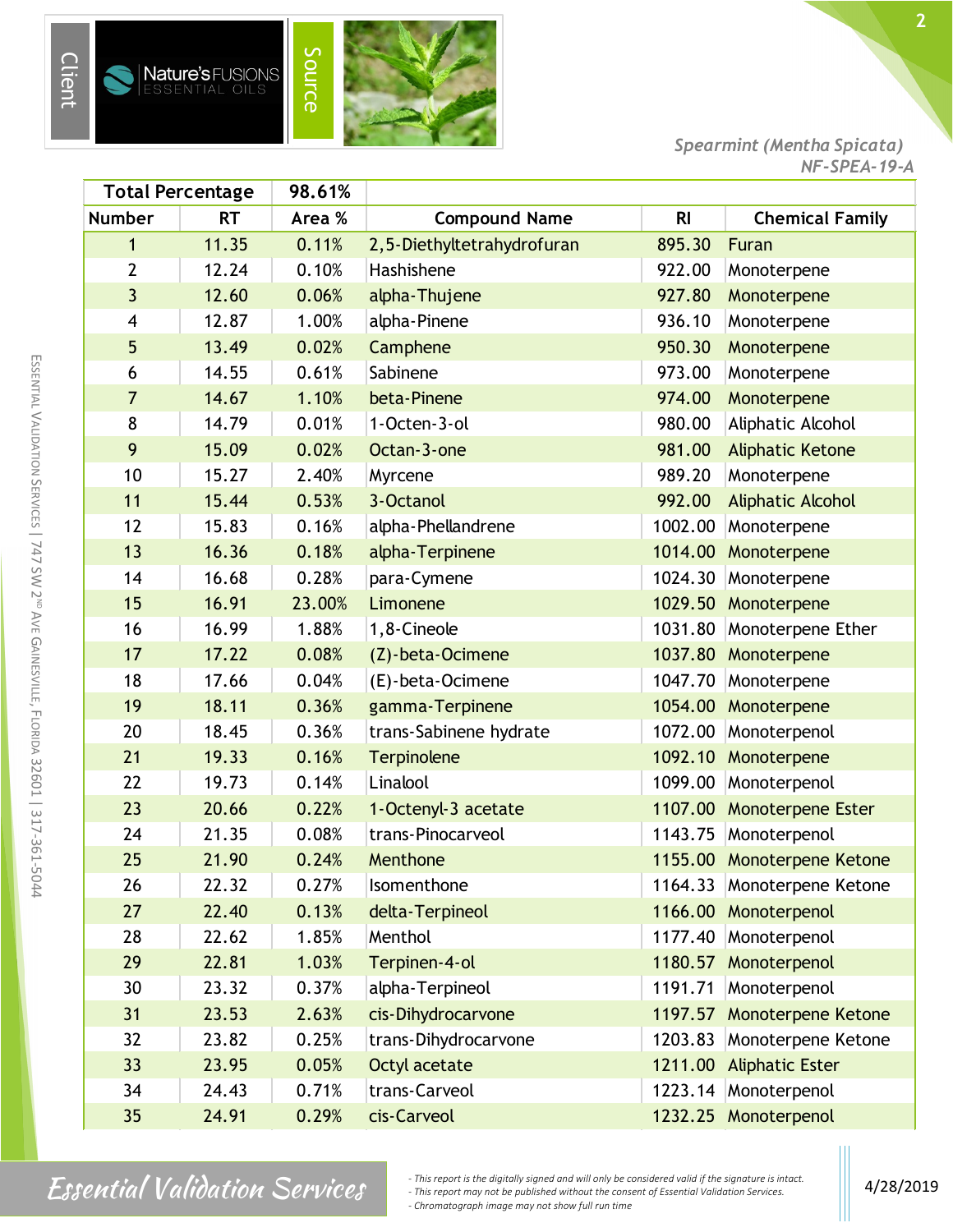Client | Nature's FUSIONS ESSENTIAL OILS | Source

*Spearmint (Mentha Spicata)*
*NF-SPEA-19-A*

| Total Percentage | | 98.61% | | | |
|---|---|---|---|---|---|
| **Number** | **RT** | **Area %** | **Compound Name** | **RI** | **Chemical Family** |
| 1 | 11.35 | 0.11% | 2,5-Diethyltetrahydrofuran | 895.30 | Furan |
| 2 | 12.24 | 0.10% | Hashishene | 922.00 | Monoterpene |
| 3 | 12.60 | 0.06% | alpha-Thujene | 927.80 | Monoterpene |
| 4 | 12.87 | 1.00% | alpha-Pinene | 936.10 | Monoterpene |
| 5 | 13.49 | 0.02% | Camphene | 950.30 | Monoterpene |
| 6 | 14.55 | 0.61% | Sabinene | 973.00 | Monoterpene |
| 7 | 14.67 | 1.10% | beta-Pinene | 974.00 | Monoterpene |
| 8 | 14.79 | 0.01% | 1-Octen-3-ol | 980.00 | Aliphatic Alcohol |
| 9 | 15.09 | 0.02% | Octan-3-one | 981.00 | Aliphatic Ketone |
| 10 | 15.27 | 2.40% | Myrcene | 989.20 | Monoterpene |
| 11 | 15.44 | 0.53% | 3-Octanol | 992.00 | Aliphatic Alcohol |
| 12 | 15.83 | 0.16% | alpha-Phellandrene | 1002.00 | Monoterpene |
| 13 | 16.36 | 0.18% | alpha-Terpinene | 1014.00 | Monoterpene |
| 14 | 16.68 | 0.28% | para-Cymene | 1024.30 | Monoterpene |
| 15 | 16.91 | 23.00% | Limonene | 1029.50 | Monoterpene |
| 16 | 16.99 | 1.88% | 1,8-Cineole | 1031.80 | Monoterpene Ether |
| 17 | 17.22 | 0.08% | (Z)-beta-Ocimene | 1037.80 | Monoterpene |
| 18 | 17.66 | 0.04% | (E)-beta-Ocimene | 1047.70 | Monoterpene |
| 19 | 18.11 | 0.36% | gamma-Terpinene | 1054.00 | Monoterpene |
| 20 | 18.45 | 0.36% | trans-Sabinene hydrate | 1072.00 | Monoterpenol |
| 21 | 19.33 | 0.16% | Terpinolene | 1092.10 | Monoterpene |
| 22 | 19.73 | 0.14% | Linalool | 1099.00 | Monoterpenol |
| 23 | 20.66 | 0.22% | 1-Octenyl-3 acetate | 1107.00 | Monoterpene Ester |
| 24 | 21.35 | 0.08% | trans-Pinocarveol | 1143.75 | Monoterpenol |
| 25 | 21.90 | 0.24% | Menthone | 1155.00 | Monoterpene Ketone |
| 26 | 22.32 | 0.27% | Isomenthone | 1164.33 | Monoterpene Ketone |
| 27 | 22.40 | 0.13% | delta-Terpineol | 1166.00 | Monoterpenol |
| 28 | 22.62 | 1.85% | Menthol | 1177.40 | Monoterpenol |
| 29 | 22.81 | 1.03% | Terpinen-4-ol | 1180.57 | Monoterpenol |
| 30 | 23.32 | 0.37% | alpha-Terpineol | 1191.71 | Monoterpenol |
| 31 | 23.53 | 2.63% | cis-Dihydrocarvone | 1197.57 | Monoterpene Ketone |
| 32 | 23.82 | 0.25% | trans-Dihydrocarvone | 1203.83 | Monoterpene Ketone |
| 33 | 23.95 | 0.05% | Octyl acetate | 1211.00 | Aliphatic Ester |
| 34 | 24.43 | 0.71% | trans-Carveol | 1223.14 | Monoterpenol |
| 35 | 24.91 | 0.29% | cis-Carveol | 1232.25 | Monoterpenol |

*- This report is the digitally signed and will only be considered valid if the signature is intact.*
*- This report may not be published without the consent of Essential Validation Services.*
*- Chromatograph image may not show full run time*

4/28/2019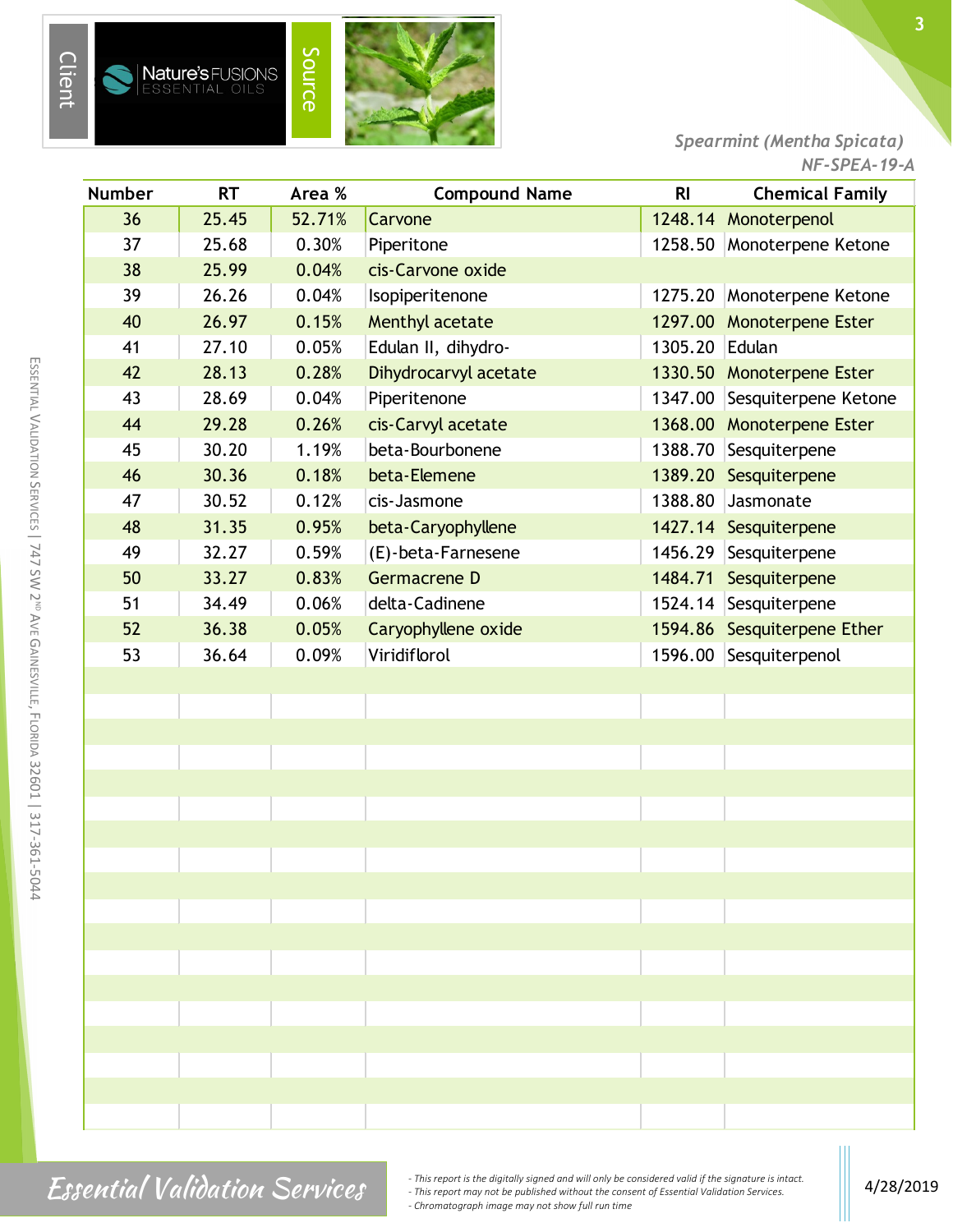Client

Nature's FUSIONS ESSENTIAL OILS

Source

*Spearmint (Mentha Spicata)*
*NF-SPEA-19-A*

| Number | RT | Area % | Compound Name | RI | Chemical Family |
|---|---|---|---|---|---|
| 36 | 25.45 | 52.71% | Carvone | 1248.14 | Monoterpenol |
| 37 | 25.68 | 0.30% | Piperitone | 1258.50 | Monoterpene Ketone |
| 38 | 25.99 | 0.04% | cis-Carvone oxide | | |
| 39 | 26.26 | 0.04% | Isopiperitenone | 1275.20 | Monoterpene Ketone |
| 40 | 26.97 | 0.15% | Menthyl acetate | 1297.00 | Monoterpene Ester |
| 41 | 27.10 | 0.05% | Edulan II, dihydro- | 1305.20 | Edulan |
| 42 | 28.13 | 0.28% | Dihydrocarvyl acetate | 1330.50 | Monoterpene Ester |
| 43 | 28.69 | 0.04% | Piperitenone | 1347.00 | Sesquiterpene Ketone |
| 44 | 29.28 | 0.26% | cis-Carvyl acetate | 1368.00 | Monoterpene Ester |
| 45 | 30.20 | 1.19% | beta-Bourbonene | 1388.70 | Sesquiterpene |
| 46 | 30.36 | 0.18% | beta-Elemene | 1389.20 | Sesquiterpene |
| 47 | 30.52 | 0.12% | cis-Jasmone | 1388.80 | Jasmonate |
| 48 | 31.35 | 0.95% | beta-Caryophyllene | 1427.14 | Sesquiterpene |
| 49 | 32.27 | 0.59% | (E)-beta-Farnesene | 1456.29 | Sesquiterpene |
| 50 | 33.27 | 0.83% | Germacrene D | 1484.71 | Sesquiterpene |
| 51 | 34.49 | 0.06% | delta-Cadinene | 1524.14 | Sesquiterpene |
| 52 | 36.38 | 0.05% | Caryophyllene oxide | 1594.86 | Sesquiterpene Ether |
| 53 | 36.64 | 0.09% | Viridiflorol | 1596.00 | Sesquiterpenol |

ESSENTIAL VALIDATION SERVICES | 747 SW 2ND AVE GAINESVILLE, FLORIDA 32601 | 317-361-5044

Essential Validation Services

- This report is the digitally signed and will only be considered valid if the signature is intact.
- This report may not be published without the consent of Essential Validation Services.
- Chromatograph image may not show full run time

4/28/2019